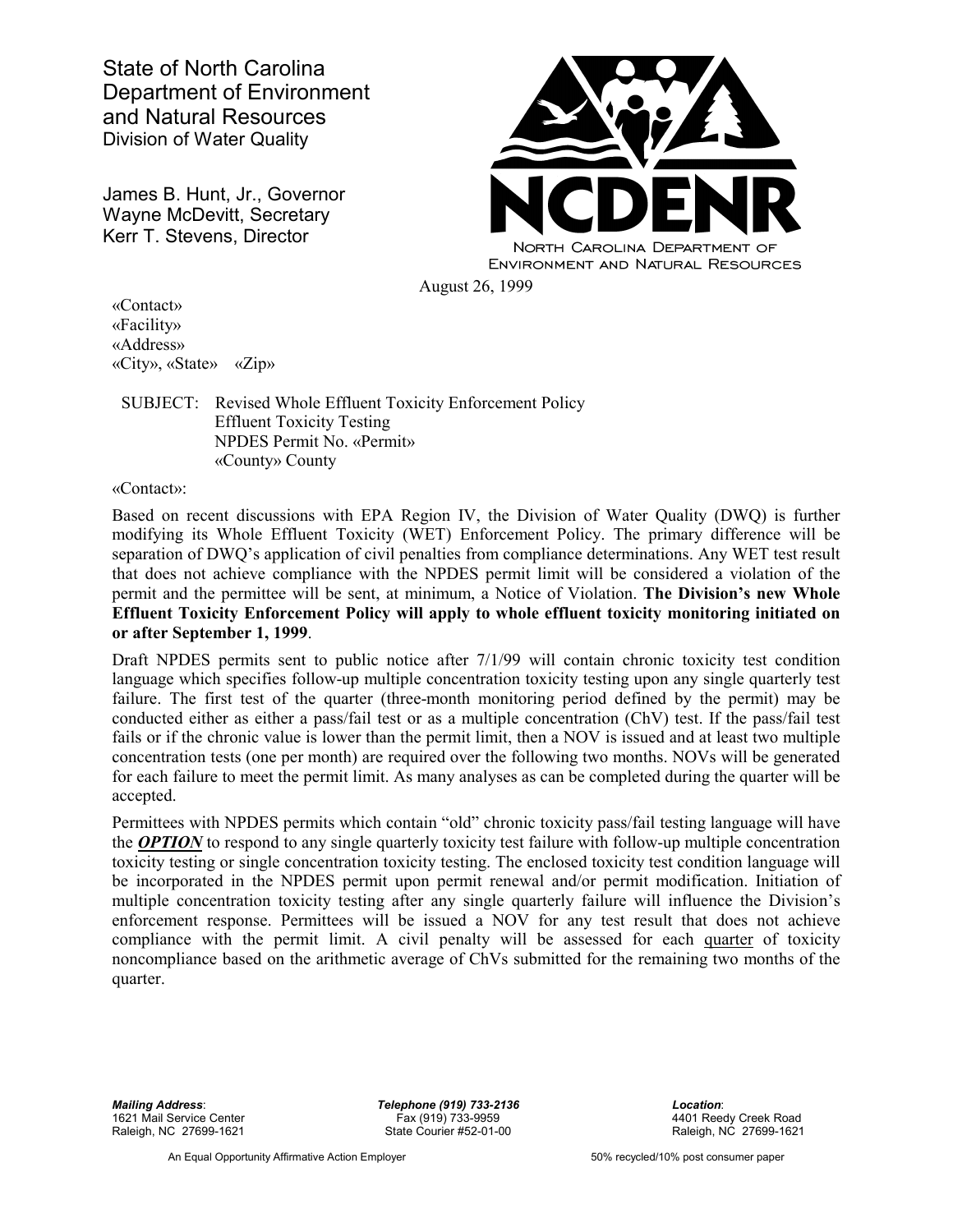State of North Carolina
Department of Environment
and Natural Resources
Division of Water Quality

James B. Hunt, Jr., Governor
Wayne McDevitt, Secretary
Kerr T. Stevens, Director

NCDENR
NORTH CAROLINA DEPARTMENT OF ENVIRONMENT AND NATURAL RESOURCES

August 26, 1999

«Contact»
«Facility»
«Address»
«City», «State» «Zip»

SUBJECT: Revised Whole Effluent Toxicity Enforcement Policy
Effluent Toxicity Testing
NPDES Permit No. «Permit»
«County» County

«Contact»:

Based on recent discussions with EPA Region IV, the Division of Water Quality (DWQ) is further modifying its Whole Effluent Toxicity (WET) Enforcement Policy. The primary difference will be separation of DWQ's application of civil penalties from compliance determinations. Any WET test result that does not achieve compliance with the NPDES permit limit will be considered a violation of the permit and the permittee will be sent, at minimum, a Notice of Violation. **The Division's new Whole Effluent Toxicity Enforcement Policy will apply to whole effluent toxicity monitoring initiated on or after September 1, 1999**.

Draft NPDES permits sent to public notice after 7/1/99 will contain chronic toxicity test condition language which specifies follow-up multiple concentration toxicity testing upon any single quarterly test failure. The first test of the quarter (three-month monitoring period defined by the permit) may be conducted either as either a pass/fail test or as a multiple concentration (ChV) test. If the pass/fail test fails or if the chronic value is lower than the permit limit, then a NOV is issued and at least two multiple concentration tests (one per month) are required over the following two months. NOVs will be generated for each failure to meet the permit limit. As many analyses as can be completed during the quarter will be accepted.

Permittees with NPDES permits which contain "old" chronic toxicity pass/fail testing language will have the ***<u>OPTION</u>*** to respond to any single quarterly toxicity test failure with follow-up multiple concentration toxicity testing or single concentration toxicity testing. The enclosed toxicity test condition language will be incorporated in the NPDES permit upon permit renewal and/or permit modification. Initiation of multiple concentration toxicity testing after any single quarterly failure will influence the Division's enforcement response. Permittees will be issued a NOV for any test result that does not achieve compliance with the permit limit. A civil penalty will be assessed for each <u>quarter</u> of toxicity noncompliance based on the arithmetic average of ChVs submitted for the remaining two months of the quarter.

***Mailing Address***:
1621 Mail Service Center
Raleigh, NC 27699-1621

***Telephone (919) 733-2136***
Fax (919) 733-9959
State Courier #52-01-00

***Location***:
4401 Reedy Creek Road
Raleigh, NC 27699-1621

An Equal Opportunity Affirmative Action Employer

50% recycled/10% post consumer paper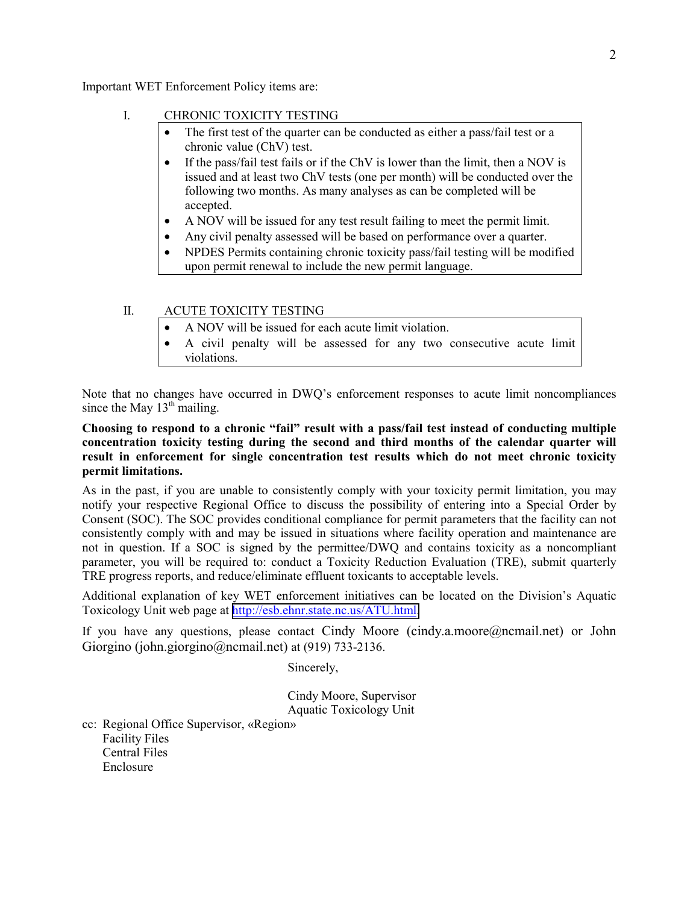Important WET Enforcement Policy items are:

I. CHRONIC TOXICITY TESTING

- The first test of the quarter can be conducted as either a pass/fail test or a chronic value (ChV) test.
- If the pass/fail test fails or if the ChV is lower than the limit, then a NOV is issued and at least two ChV tests (one per month) will be conducted over the following two months. As many analyses as can be completed will be accepted.
- A NOV will be issued for any test result failing to meet the permit limit.
- Any civil penalty assessed will be based on performance over a quarter.
- NPDES Permits containing chronic toxicity pass/fail testing will be modified upon permit renewal to include the new permit language.

II. ACUTE TOXICITY TESTING

- A NOV will be issued for each acute limit violation.
- A civil penalty will be assessed for any two consecutive acute limit violations.

Note that no changes have occurred in DWQ's enforcement responses to acute limit noncompliances since the May 13th mailing.

**Choosing to respond to a chronic "fail" result with a pass/fail test instead of conducting multiple concentration toxicity testing during the second and third months of the calendar quarter will result in enforcement for single concentration test results which do not meet chronic toxicity permit limitations.**

As in the past, if you are unable to consistently comply with your toxicity permit limitation, you may notify your respective Regional Office to discuss the possibility of entering into a Special Order by Consent (SOC). The SOC provides conditional compliance for permit parameters that the facility can not consistently comply with and may be issued in situations where facility operation and maintenance are not in question. If a SOC is signed by the permittee/DWQ and contains toxicity as a noncompliant parameter, you will be required to: conduct a Toxicity Reduction Evaluation (TRE), submit quarterly TRE progress reports, and reduce/eliminate effluent toxicants to acceptable levels.

Additional explanation of key WET enforcement initiatives can be located on the Division's Aquatic Toxicology Unit web page at http://esb.ehnr.state.nc.us/ATU.html.

If you have any questions, please contact Cindy Moore (cindy.a.moore@ncmail.net) or John Giorgino (john.giorgino@ncmail.net) at (919) 733-2136.

Sincerely,

Cindy Moore, Supervisor
Aquatic Toxicology Unit

cc: Regional Office Supervisor, «Region»
Facility Files
Central Files
Enclosure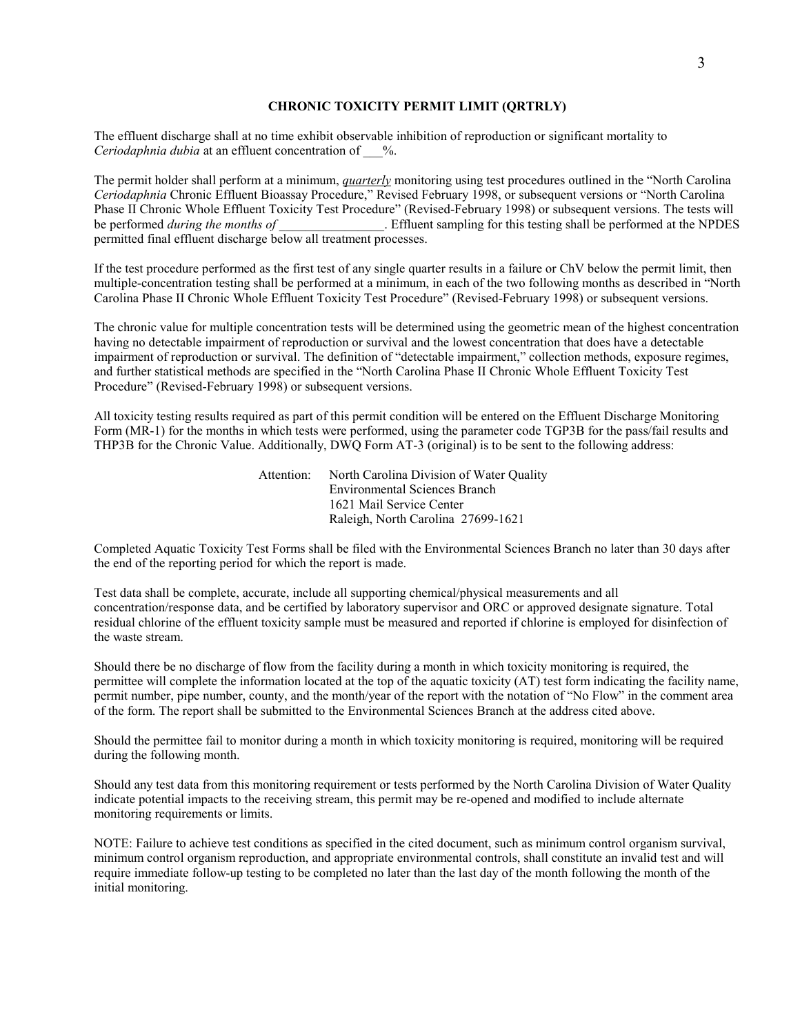**CHRONIC TOXICITY PERMIT LIMIT (QRTRLY)**

The effluent discharge shall at no time exhibit observable inhibition of reproduction or significant mortality to *Ceriodaphnia dubia* at an effluent concentration of ___%.

The permit holder shall perform at a minimum, ***quarterly*** monitoring using test procedures outlined in the "North Carolina *Ceriodaphnia* Chronic Effluent Bioassay Procedure," Revised February 1998, or subsequent versions or "North Carolina Phase II Chronic Whole Effluent Toxicity Test Procedure" (Revised-February 1998) or subsequent versions. The tests will be performed *during the months of* ________________. Effluent sampling for this testing shall be performed at the NPDES permitted final effluent discharge below all treatment processes.

If the test procedure performed as the first test of any single quarter results in a failure or ChV below the permit limit, then multiple-concentration testing shall be performed at a minimum, in each of the two following months as described in "North Carolina Phase II Chronic Whole Effluent Toxicity Test Procedure" (Revised-February 1998) or subsequent versions.

The chronic value for multiple concentration tests will be determined using the geometric mean of the highest concentration having no detectable impairment of reproduction or survival and the lowest concentration that does have a detectable impairment of reproduction or survival. The definition of "detectable impairment," collection methods, exposure regimes, and further statistical methods are specified in the "North Carolina Phase II Chronic Whole Effluent Toxicity Test Procedure" (Revised-February 1998) or subsequent versions.

All toxicity testing results required as part of this permit condition will be entered on the Effluent Discharge Monitoring Form (MR-1) for the months in which tests were performed, using the parameter code TGP3B for the pass/fail results and THP3B for the Chronic Value. Additionally, DWQ Form AT-3 (original) is to be sent to the following address:

Attention: North Carolina Division of Water Quality
Environmental Sciences Branch
1621 Mail Service Center
Raleigh, North Carolina 27699-1621

Completed Aquatic Toxicity Test Forms shall be filed with the Environmental Sciences Branch no later than 30 days after the end of the reporting period for which the report is made.

Test data shall be complete, accurate, include all supporting chemical/physical measurements and all concentration/response data, and be certified by laboratory supervisor and ORC or approved designate signature. Total residual chlorine of the effluent toxicity sample must be measured and reported if chlorine is employed for disinfection of the waste stream.

Should there be no discharge of flow from the facility during a month in which toxicity monitoring is required, the permittee will complete the information located at the top of the aquatic toxicity (AT) test form indicating the facility name, permit number, pipe number, county, and the month/year of the report with the notation of "No Flow" in the comment area of the form. The report shall be submitted to the Environmental Sciences Branch at the address cited above.

Should the permittee fail to monitor during a month in which toxicity monitoring is required, monitoring will be required during the following month.

Should any test data from this monitoring requirement or tests performed by the North Carolina Division of Water Quality indicate potential impacts to the receiving stream, this permit may be re-opened and modified to include alternate monitoring requirements or limits.

NOTE: Failure to achieve test conditions as specified in the cited document, such as minimum control organism survival, minimum control organism reproduction, and appropriate environmental controls, shall constitute an invalid test and will require immediate follow-up testing to be completed no later than the last day of the month following the month of the initial monitoring.